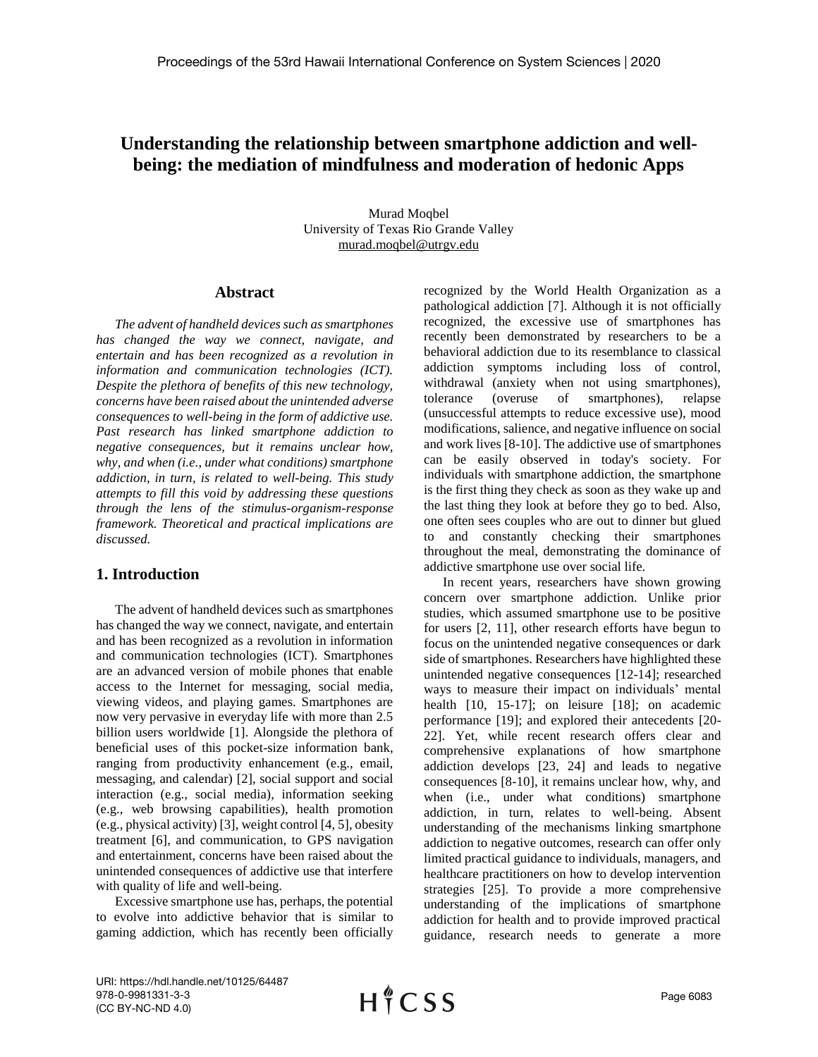# Understanding the relationship between smartphone addiction and well-being: the mediation of mindfulness and moderation of hedonic Apps

Murad Moqbel
University of Texas Rio Grande Valley
murad.moqbel@utrgv.edu

## Abstract

*The advent of handheld devices such as smartphones has changed the way we connect, navigate, and entertain and has been recognized as a revolution in information and communication technologies (ICT). Despite the plethora of benefits of this new technology, concerns have been raised about the unintended adverse consequences to well-being in the form of addictive use. Past research has linked smartphone addiction to negative consequences, but it remains unclear how, why, and when (i.e., under what conditions) smartphone addiction, in turn, is related to well-being. This study attempts to fill this void by addressing these questions through the lens of the stimulus-organism-response framework. Theoretical and practical implications are discussed.*

## 1. Introduction

The advent of handheld devices such as smartphones has changed the way we connect, navigate, and entertain and has been recognized as a revolution in information and communication technologies (ICT). Smartphones are an advanced version of mobile phones that enable access to the Internet for messaging, social media, viewing videos, and playing games. Smartphones are now very pervasive in everyday life with more than 2.5 billion users worldwide [1]. Alongside the plethora of beneficial uses of this pocket-size information bank, ranging from productivity enhancement (e.g., email, messaging, and calendar) [2], social support and social interaction (e.g., social media), information seeking (e.g., web browsing capabilities), health promotion (e.g., physical activity) [3], weight control [4, 5], obesity treatment [6], and communication, to GPS navigation and entertainment, concerns have been raised about the unintended consequences of addictive use that interfere with quality of life and well-being.

Excessive smartphone use has, perhaps, the potential to evolve into addictive behavior that is similar to gaming addiction, which has recently been officially recognized by the World Health Organization as a pathological addiction [7]. Although it is not officially recognized, the excessive use of smartphones has recently been demonstrated by researchers to be a behavioral addiction due to its resemblance to classical addiction symptoms including loss of control, withdrawal (anxiety when not using smartphones), tolerance (overuse of smartphones), relapse (unsuccessful attempts to reduce excessive use), mood modifications, salience, and negative influence on social and work lives [8-10]. The addictive use of smartphones can be easily observed in today's society. For individuals with smartphone addiction, the smartphone is the first thing they check as soon as they wake up and the last thing they look at before they go to bed. Also, one often sees couples who are out to dinner but glued to and constantly checking their smartphones throughout the meal, demonstrating the dominance of addictive smartphone use over social life.

In recent years, researchers have shown growing concern over smartphone addiction. Unlike prior studies, which assumed smartphone use to be positive for users [2, 11], other research efforts have begun to focus on the unintended negative consequences or dark side of smartphones. Researchers have highlighted these unintended negative consequences [12-14]; researched ways to measure their impact on individuals' mental health [10, 15-17]; on leisure [18]; on academic performance [19]; and explored their antecedents [20-22]. Yet, while recent research offers clear and comprehensive explanations of how smartphone addiction develops [23, 24] and leads to negative consequences [8-10], it remains unclear how, why, and when (i.e., under what conditions) smartphone addiction, in turn, relates to well-being. Absent understanding of the mechanisms linking smartphone addiction to negative outcomes, research can offer only limited practical guidance to individuals, managers, and healthcare practitioners on how to develop intervention strategies [25]. To provide a more comprehensive understanding of the implications of smartphone addiction for health and to provide improved practical guidance, research needs to generate a more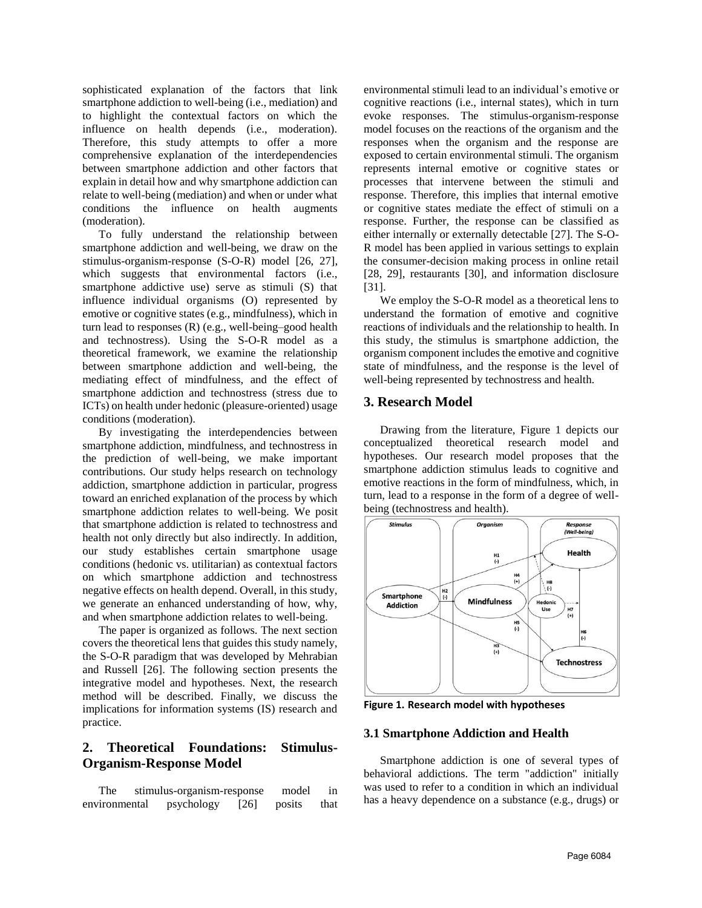sophisticated explanation of the factors that link smartphone addiction to well-being (i.e., mediation) and to highlight the contextual factors on which the influence on health depends (i.e., moderation). Therefore, this study attempts to offer a more comprehensive explanation of the interdependencies between smartphone addiction and other factors that explain in detail how and why smartphone addiction can relate to well-being (mediation) and when or under what conditions the influence on health augments (moderation).

To fully understand the relationship between smartphone addiction and well-being, we draw on the stimulus-organism-response (S-O-R) model [26, 27], which suggests that environmental factors (i.e., smartphone addictive use) serve as stimuli (S) that influence individual organisms (O) represented by emotive or cognitive states (e.g., mindfulness), which in turn lead to responses (R) (e.g., well-being–good health and technostress). Using the S-O-R model as a theoretical framework, we examine the relationship between smartphone addiction and well-being, the mediating effect of mindfulness, and the effect of smartphone addiction and technostress (stress due to ICTs) on health under hedonic (pleasure-oriented) usage conditions (moderation).

By investigating the interdependencies between smartphone addiction, mindfulness, and technostress in the prediction of well-being, we make important contributions. Our study helps research on technology addiction, smartphone addiction in particular, progress toward an enriched explanation of the process by which smartphone addiction relates to well-being. We posit that smartphone addiction is related to technostress and health not only directly but also indirectly. In addition, our study establishes certain smartphone usage conditions (hedonic vs. utilitarian) as contextual factors on which smartphone addiction and technostress negative effects on health depend. Overall, in this study, we generate an enhanced understanding of how, why, and when smartphone addiction relates to well-being.

The paper is organized as follows. The next section covers the theoretical lens that guides this study namely, the S-O-R paradigm that was developed by Mehrabian and Russell [26]. The following section presents the integrative model and hypotheses. Next, the research method will be described. Finally, we discuss the implications for information systems (IS) research and practice.

## 2. Theoretical Foundations: Stimulus-Organism-Response Model

The stimulus-organism-response model in environmental psychology [26] posits that environmental stimuli lead to an individual's emotive or cognitive reactions (i.e., internal states), which in turn evoke responses. The stimulus-organism-response model focuses on the reactions of the organism and the responses when the organism and the response are exposed to certain environmental stimuli. The organism represents internal emotive or cognitive states or processes that intervene between the stimuli and response. Therefore, this implies that internal emotive or cognitive states mediate the effect of stimuli on a response. Further, the response can be classified as either internally or externally detectable [27]. The S-O-R model has been applied in various settings to explain the consumer-decision making process in online retail [28, 29], restaurants [30], and information disclosure [31].

We employ the S-O-R model as a theoretical lens to understand the formation of emotive and cognitive reactions of individuals and the relationship to health. In this study, the stimulus is smartphone addiction, the organism component includes the emotive and cognitive state of mindfulness, and the response is the level of well-being represented by technostress and health.

## 3. Research Model

Drawing from the literature, Figure 1 depicts our conceptualized theoretical research model and hypotheses. Our research model proposes that the smartphone addiction stimulus leads to cognitive and emotive reactions in the form of mindfulness, which, in turn, lead to a response in the form of a degree of well-being (technostress and health).

**Figure 1. Research model with hypotheses**

### 3.1 Smartphone Addiction and Health

Smartphone addiction is one of several types of behavioral addictions. The term "addiction" initially was used to refer to a condition in which an individual has a heavy dependence on a substance (e.g., drugs) or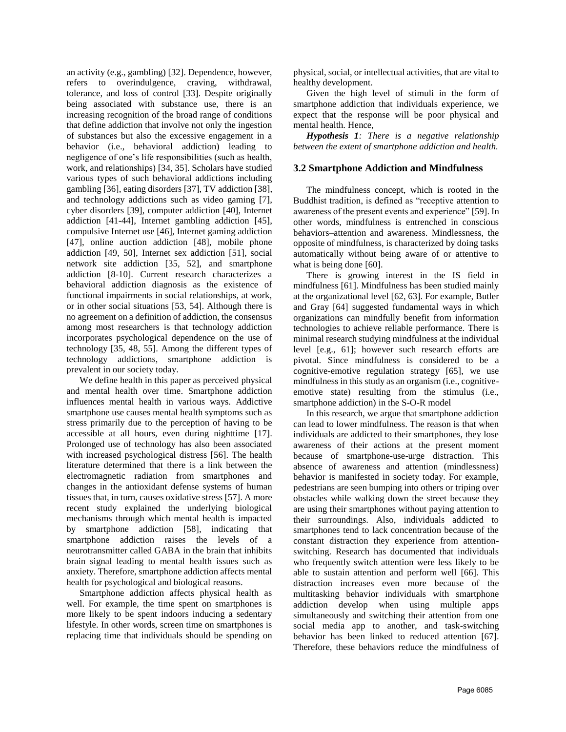an activity (e.g., gambling) [32]. Dependence, however, refers to overindulgence, craving, withdrawal, tolerance, and loss of control [33]. Despite originally being associated with substance use, there is an increasing recognition of the broad range of conditions that define addiction that involve not only the ingestion of substances but also the excessive engagement in a behavior (i.e., behavioral addiction) leading to negligence of one's life responsibilities (such as health, work, and relationships) [34, 35]. Scholars have studied various types of such behavioral addictions including gambling [36], eating disorders [37], TV addiction [38], and technology addictions such as video gaming [7], cyber disorders [39], computer addiction [40], Internet addiction [41-44], Internet gambling addiction [45], compulsive Internet use [46], Internet gaming addiction [47], online auction addiction [48], mobile phone addiction [49, 50], Internet sex addiction [51], social network site addiction [35, 52], and smartphone addiction [8-10]. Current research characterizes a behavioral addiction diagnosis as the existence of functional impairments in social relationships, at work, or in other social situations [53, 54]. Although there is no agreement on a definition of addiction, the consensus among most researchers is that technology addiction incorporates psychological dependence on the use of technology [35, 48, 55]. Among the different types of technology addictions, smartphone addiction is prevalent in our society today.

We define health in this paper as perceived physical and mental health over time. Smartphone addiction influences mental health in various ways. Addictive smartphone use causes mental health symptoms such as stress primarily due to the perception of having to be accessible at all hours, even during nighttime [17]. Prolonged use of technology has also been associated with increased psychological distress [56]. The health literature determined that there is a link between the electromagnetic radiation from smartphones and changes in the antioxidant defense systems of human tissues that, in turn, causes oxidative stress [57]. A more recent study explained the underlying biological mechanisms through which mental health is impacted by smartphone addiction [58], indicating that smartphone addiction raises the levels of a neurotransmitter called GABA in the brain that inhibits brain signal leading to mental health issues such as anxiety. Therefore, smartphone addiction affects mental health for psychological and biological reasons.

Smartphone addiction affects physical health as well. For example, the time spent on smartphones is more likely to be spent indoors inducing a sedentary lifestyle. In other words, screen time on smartphones is replacing time that individuals should be spending on physical, social, or intellectual activities, that are vital to healthy development.

Given the high level of stimuli in the form of smartphone addiction that individuals experience, we expect that the response will be poor physical and mental health. Hence,

***Hypothesis 1****: There is a negative relationship between the extent of smartphone addiction and health.*

### 3.2 Smartphone Addiction and Mindfulness

The mindfulness concept, which is rooted in the Buddhist tradition, is defined as "receptive attention to awareness of the present events and experience" [59]. In other words, mindfulness is entrenched in conscious behaviors–attention and awareness. Mindlessness, the opposite of mindfulness, is characterized by doing tasks automatically without being aware of or attentive to what is being done [60].

There is growing interest in the IS field in mindfulness [61]. Mindfulness has been studied mainly at the organizational level [62, 63]. For example, Butler and Gray [64] suggested fundamental ways in which organizations can mindfully benefit from information technologies to achieve reliable performance. There is minimal research studying mindfulness at the individual level [e.g., 61]; however such research efforts are pivotal. Since mindfulness is considered to be a cognitive-emotive regulation strategy [65], we use mindfulness in this study as an organism (i.e., cognitive-emotive state) resulting from the stimulus (i.e., smartphone addiction) in the S-O-R model

In this research, we argue that smartphone addiction can lead to lower mindfulness. The reason is that when individuals are addicted to their smartphones, they lose awareness of their actions at the present moment because of smartphone-use-urge distraction. This absence of awareness and attention (mindlessness) behavior is manifested in society today. For example, pedestrians are seen bumping into others or triping over obstacles while walking down the street because they are using their smartphones without paying attention to their surroundings. Also, individuals addicted to smartphones tend to lack concentration because of the constant distraction they experience from attention-switching. Research has documented that individuals who frequently switch attention were less likely to be able to sustain attention and perform well [66]. This distraction increases even more because of the multitasking behavior individuals with smartphone addiction develop when using multiple apps simultaneously and switching their attention from one social media app to another, and task-switching behavior has been linked to reduced attention [67]. Therefore, these behaviors reduce the mindfulness of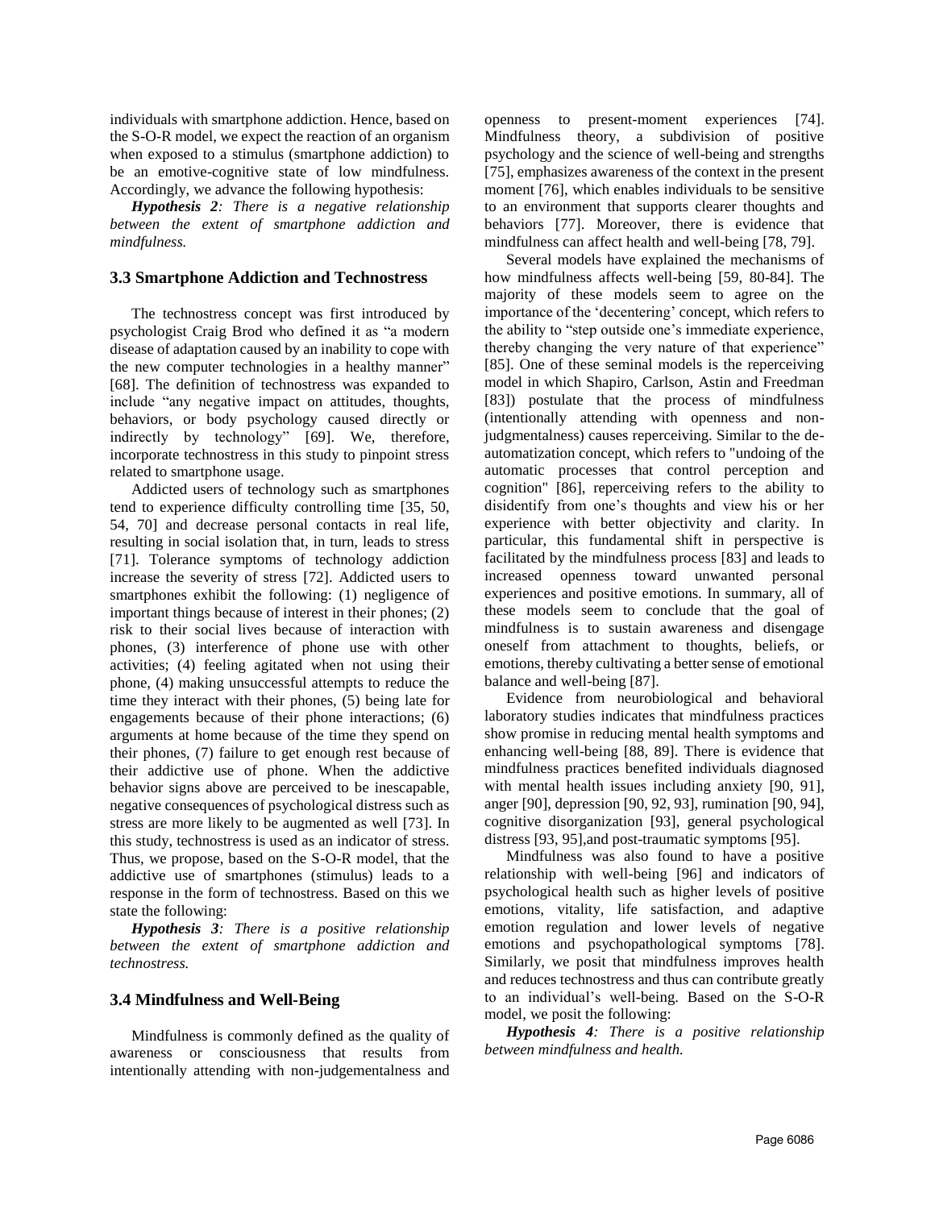individuals with smartphone addiction. Hence, based on the S-O-R model, we expect the reaction of an organism when exposed to a stimulus (smartphone addiction) to be an emotive-cognitive state of low mindfulness. Accordingly, we advance the following hypothesis:

***Hypothesis 2****: There is a negative relationship between the extent of smartphone addiction and mindfulness.*

### 3.3 Smartphone Addiction and Technostress

The technostress concept was first introduced by psychologist Craig Brod who defined it as "a modern disease of adaptation caused by an inability to cope with the new computer technologies in a healthy manner" [68]. The definition of technostress was expanded to include "any negative impact on attitudes, thoughts, behaviors, or body psychology caused directly or indirectly by technology" [69]. We, therefore, incorporate technostress in this study to pinpoint stress related to smartphone usage.

Addicted users of technology such as smartphones tend to experience difficulty controlling time [35, 50, 54, 70] and decrease personal contacts in real life, resulting in social isolation that, in turn, leads to stress [71]. Tolerance symptoms of technology addiction increase the severity of stress [72]. Addicted users to smartphones exhibit the following: (1) negligence of important things because of interest in their phones; (2) risk to their social lives because of interaction with phones, (3) interference of phone use with other activities; (4) feeling agitated when not using their phone, (4) making unsuccessful attempts to reduce the time they interact with their phones, (5) being late for engagements because of their phone interactions; (6) arguments at home because of the time they spend on their phones, (7) failure to get enough rest because of their addictive use of phone. When the addictive behavior signs above are perceived to be inescapable, negative consequences of psychological distress such as stress are more likely to be augmented as well [73]. In this study, technostress is used as an indicator of stress. Thus, we propose, based on the S-O-R model, that the addictive use of smartphones (stimulus) leads to a response in the form of technostress. Based on this we state the following:

***Hypothesis 3****: There is a positive relationship between the extent of smartphone addiction and technostress.*

### 3.4 Mindfulness and Well-Being

Mindfulness is commonly defined as the quality of awareness or consciousness that results from intentionally attending with non-judgementalness and openness to present-moment experiences [74]. Mindfulness theory, a subdivision of positive psychology and the science of well-being and strengths [75], emphasizes awareness of the context in the present moment [76], which enables individuals to be sensitive to an environment that supports clearer thoughts and behaviors [77]. Moreover, there is evidence that mindfulness can affect health and well-being [78, 79].

Several models have explained the mechanisms of how mindfulness affects well-being [59, 80-84]. The majority of these models seem to agree on the importance of the 'decentering' concept, which refers to the ability to "step outside one's immediate experience, thereby changing the very nature of that experience" [85]. One of these seminal models is the reperceiving model in which Shapiro, Carlson, Astin and Freedman [83]) postulate that the process of mindfulness (intentionally attending with openness and non-judgmentalness) causes reperceiving. Similar to the de-automatization concept, which refers to "undoing of the automatic processes that control perception and cognition" [86], reperceiving refers to the ability to disidentify from one's thoughts and view his or her experience with better objectivity and clarity. In particular, this fundamental shift in perspective is facilitated by the mindfulness process [83] and leads to increased openness toward unwanted personal experiences and positive emotions. In summary, all of these models seem to conclude that the goal of mindfulness is to sustain awareness and disengage oneself from attachment to thoughts, beliefs, or emotions, thereby cultivating a better sense of emotional balance and well-being [87].

Evidence from neurobiological and behavioral laboratory studies indicates that mindfulness practices show promise in reducing mental health symptoms and enhancing well-being [88, 89]. There is evidence that mindfulness practices benefited individuals diagnosed with mental health issues including anxiety [90, 91], anger [90], depression [90, 92, 93], rumination [90, 94], cognitive disorganization [93], general psychological distress [93, 95],and post-traumatic symptoms [95].

Mindfulness was also found to have a positive relationship with well-being [96] and indicators of psychological health such as higher levels of positive emotions, vitality, life satisfaction, and adaptive emotion regulation and lower levels of negative emotions and psychopathological symptoms [78]. Similarly, we posit that mindfulness improves health and reduces technostress and thus can contribute greatly to an individual's well-being. Based on the S-O-R model, we posit the following:

***Hypothesis 4****: There is a positive relationship between mindfulness and health.*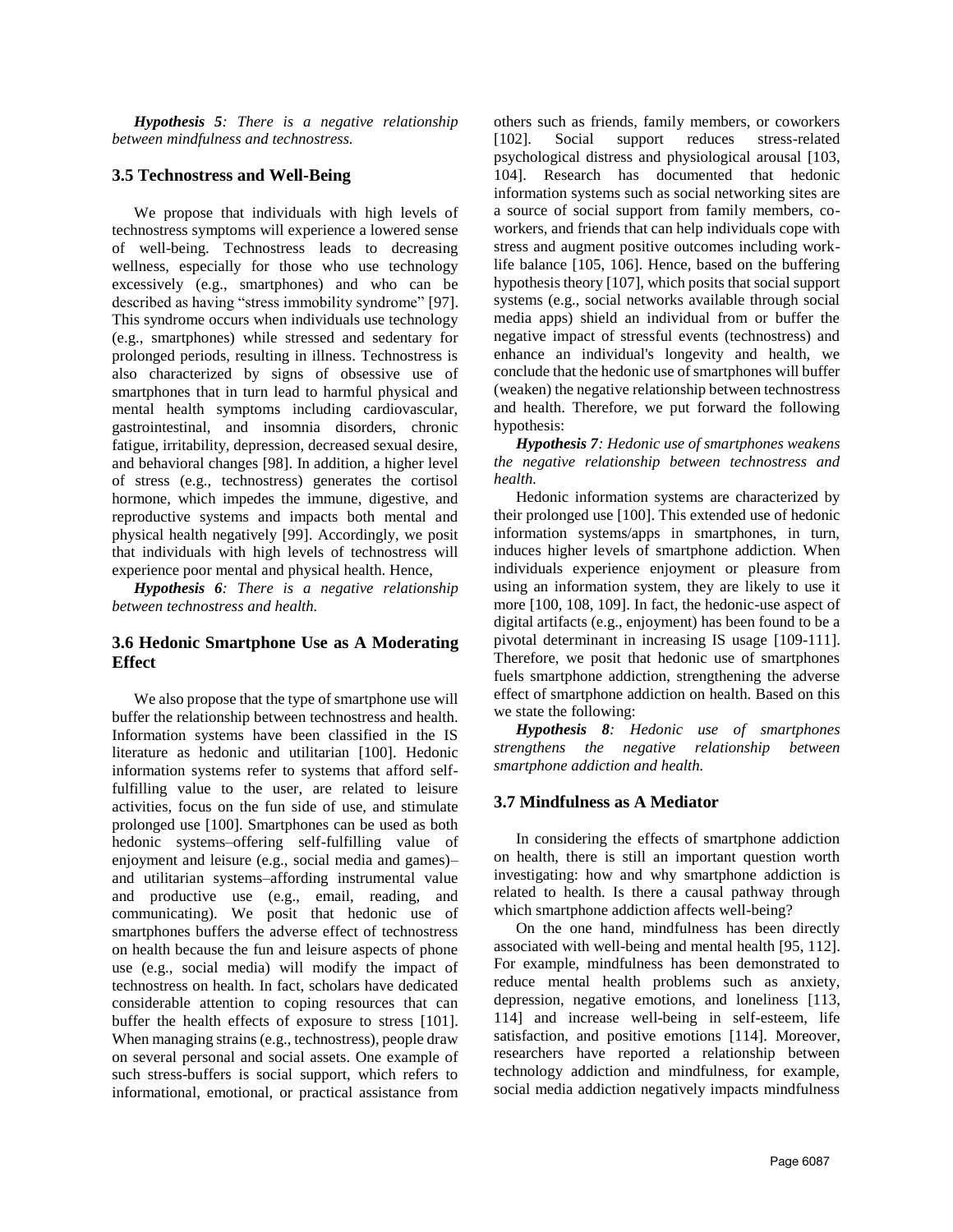***Hypothesis 5****: There is a negative relationship between mindfulness and technostress.*

### 3.5 Technostress and Well-Being

We propose that individuals with high levels of technostress symptoms will experience a lowered sense of well-being. Technostress leads to decreasing wellness, especially for those who use technology excessively (e.g., smartphones) and who can be described as having "stress immobility syndrome" [97]. This syndrome occurs when individuals use technology (e.g., smartphones) while stressed and sedentary for prolonged periods, resulting in illness. Technostress is also characterized by signs of obsessive use of smartphones that in turn lead to harmful physical and mental health symptoms including cardiovascular, gastrointestinal, and insomnia disorders, chronic fatigue, irritability, depression, decreased sexual desire, and behavioral changes [98]. In addition, a higher level of stress (e.g., technostress) generates the cortisol hormone, which impedes the immune, digestive, and reproductive systems and impacts both mental and physical health negatively [99]. Accordingly, we posit that individuals with high levels of technostress will experience poor mental and physical health. Hence,

***Hypothesis 6****: There is a negative relationship between technostress and health.*

### 3.6 Hedonic Smartphone Use as A Moderating Effect

We also propose that the type of smartphone use will buffer the relationship between technostress and health. Information systems have been classified in the IS literature as hedonic and utilitarian [100]. Hedonic information systems refer to systems that afford self-fulfilling value to the user, are related to leisure activities, focus on the fun side of use, and stimulate prolonged use [100]. Smartphones can be used as both hedonic systems–offering self-fulfilling value of enjoyment and leisure (e.g., social media and games)–and utilitarian systems–affording instrumental value and productive use (e.g., email, reading, and communicating). We posit that hedonic use of smartphones buffers the adverse effect of technostress on health because the fun and leisure aspects of phone use (e.g., social media) will modify the impact of technostress on health. In fact, scholars have dedicated considerable attention to coping resources that can buffer the health effects of exposure to stress [101]. When managing strains (e.g., technostress), people draw on several personal and social assets. One example of such stress-buffers is social support, which refers to informational, emotional, or practical assistance from others such as friends, family members, or coworkers [102]. Social support reduces stress-related psychological distress and physiological arousal [103, 104]. Research has documented that hedonic information systems such as social networking sites are a source of social support from family members, co-workers, and friends that can help individuals cope with stress and augment positive outcomes including work-life balance [105, 106]. Hence, based on the buffering hypothesis theory [107], which posits that social support systems (e.g., social networks available through social media apps) shield an individual from or buffer the negative impact of stressful events (technostress) and enhance an individual's longevity and health, we conclude that the hedonic use of smartphones will buffer (weaken) the negative relationship between technostress and health. Therefore, we put forward the following hypothesis:

***Hypothesis 7****: Hedonic use of smartphones weakens the negative relationship between technostress and health.*

Hedonic information systems are characterized by their prolonged use [100]. This extended use of hedonic information systems/apps in smartphones, in turn, induces higher levels of smartphone addiction. When individuals experience enjoyment or pleasure from using an information system, they are likely to use it more [100, 108, 109]. In fact, the hedonic-use aspect of digital artifacts (e.g., enjoyment) has been found to be a pivotal determinant in increasing IS usage [109-111]. Therefore, we posit that hedonic use of smartphones fuels smartphone addiction, strengthening the adverse effect of smartphone addiction on health. Based on this we state the following:

***Hypothesis 8****: Hedonic use of smartphones strengthens the negative relationship between smartphone addiction and health.*

### 3.7 Mindfulness as A Mediator

In considering the effects of smartphone addiction on health, there is still an important question worth investigating: how and why smartphone addiction is related to health. Is there a causal pathway through which smartphone addiction affects well-being?

On the one hand, mindfulness has been directly associated with well-being and mental health [95, 112]. For example, mindfulness has been demonstrated to reduce mental health problems such as anxiety, depression, negative emotions, and loneliness [113, 114] and increase well-being in self-esteem, life satisfaction, and positive emotions [114]. Moreover, researchers have reported a relationship between technology addiction and mindfulness, for example, social media addiction negatively impacts mindfulness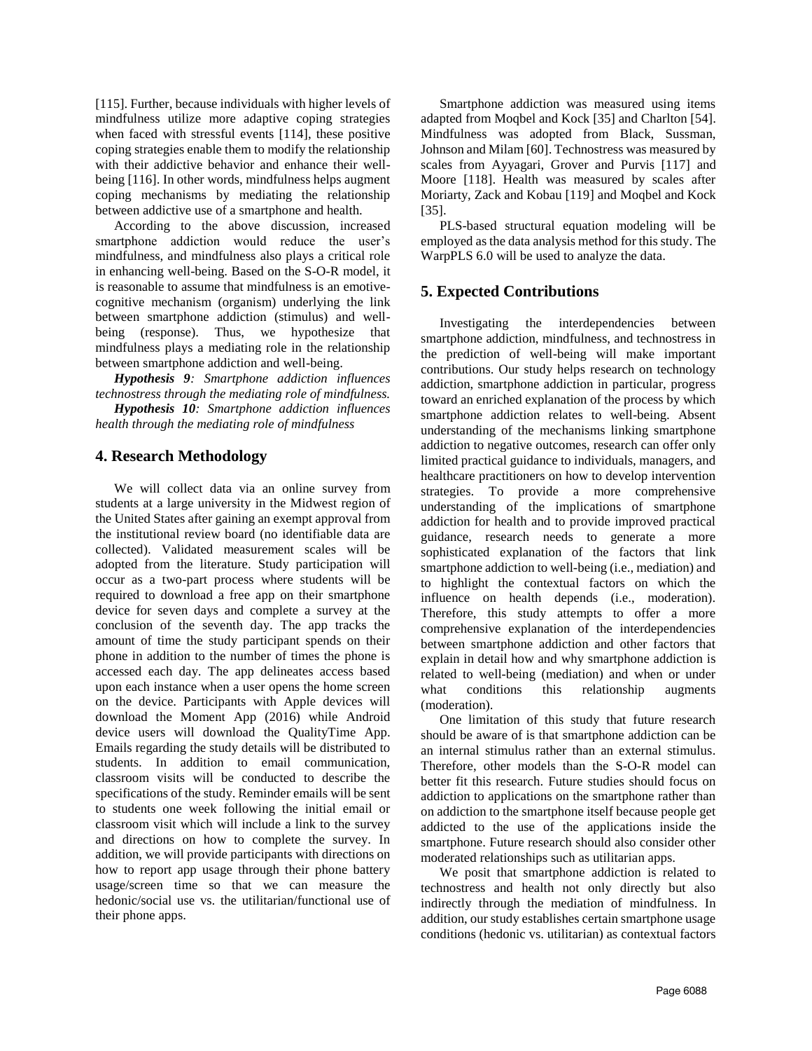[115]. Further, because individuals with higher levels of mindfulness utilize more adaptive coping strategies when faced with stressful events [114], these positive coping strategies enable them to modify the relationship with their addictive behavior and enhance their well-being [116]. In other words, mindfulness helps augment coping mechanisms by mediating the relationship between addictive use of a smartphone and health.

According to the above discussion, increased smartphone addiction would reduce the user's mindfulness, and mindfulness also plays a critical role in enhancing well-being. Based on the S-O-R model, it is reasonable to assume that mindfulness is an emotive-cognitive mechanism (organism) underlying the link between smartphone addiction (stimulus) and well-being (response). Thus, we hypothesize that mindfulness plays a mediating role in the relationship between smartphone addiction and well-being.

***Hypothesis 9****: Smartphone addiction influences technostress through the mediating role of mindfulness.*

***Hypothesis 10****: Smartphone addiction influences health through the mediating role of mindfulness*

## 4. Research Methodology

We will collect data via an online survey from students at a large university in the Midwest region of the United States after gaining an exempt approval from the institutional review board (no identifiable data are collected). Validated measurement scales will be adopted from the literature. Study participation will occur as a two-part process where students will be required to download a free app on their smartphone device for seven days and complete a survey at the conclusion of the seventh day. The app tracks the amount of time the study participant spends on their phone in addition to the number of times the phone is accessed each day. The app delineates access based upon each instance when a user opens the home screen on the device. Participants with Apple devices will download the Moment App (2016) while Android device users will download the QualityTime App. Emails regarding the study details will be distributed to students. In addition to email communication, classroom visits will be conducted to describe the specifications of the study. Reminder emails will be sent to students one week following the initial email or classroom visit which will include a link to the survey and directions on how to complete the survey. In addition, we will provide participants with directions on how to report app usage through their phone battery usage/screen time so that we can measure the hedonic/social use vs. the utilitarian/functional use of their phone apps.

Smartphone addiction was measured using items adapted from Moqbel and Kock [35] and Charlton [54]. Mindfulness was adopted from Black, Sussman, Johnson and Milam [60]. Technostress was measured by scales from Ayyagari, Grover and Purvis [117] and Moore [118]. Health was measured by scales after Moriarty, Zack and Kobau [119] and Moqbel and Kock [35].

PLS-based structural equation modeling will be employed as the data analysis method for this study. The WarpPLS 6.0 will be used to analyze the data.

## 5. Expected Contributions

Investigating the interdependencies between smartphone addiction, mindfulness, and technostress in the prediction of well-being will make important contributions. Our study helps research on technology addiction, smartphone addiction in particular, progress toward an enriched explanation of the process by which smartphone addiction relates to well-being. Absent understanding of the mechanisms linking smartphone addiction to negative outcomes, research can offer only limited practical guidance to individuals, managers, and healthcare practitioners on how to develop intervention strategies. To provide a more comprehensive understanding of the implications of smartphone addiction for health and to provide improved practical guidance, research needs to generate a more sophisticated explanation of the factors that link smartphone addiction to well-being (i.e., mediation) and to highlight the contextual factors on which the influence on health depends (i.e., moderation). Therefore, this study attempts to offer a more comprehensive explanation of the interdependencies between smartphone addiction and other factors that explain in detail how and why smartphone addiction is related to well-being (mediation) and when or under what conditions this relationship augments (moderation).

One limitation of this study that future research should be aware of is that smartphone addiction can be an internal stimulus rather than an external stimulus. Therefore, other models than the S-O-R model can better fit this research. Future studies should focus on addiction to applications on the smartphone rather than on addiction to the smartphone itself because people get addicted to the use of the applications inside the smartphone. Future research should also consider other moderated relationships such as utilitarian apps.

We posit that smartphone addiction is related to technostress and health not only directly but also indirectly through the mediation of mindfulness. In addition, our study establishes certain smartphone usage conditions (hedonic vs. utilitarian) as contextual factors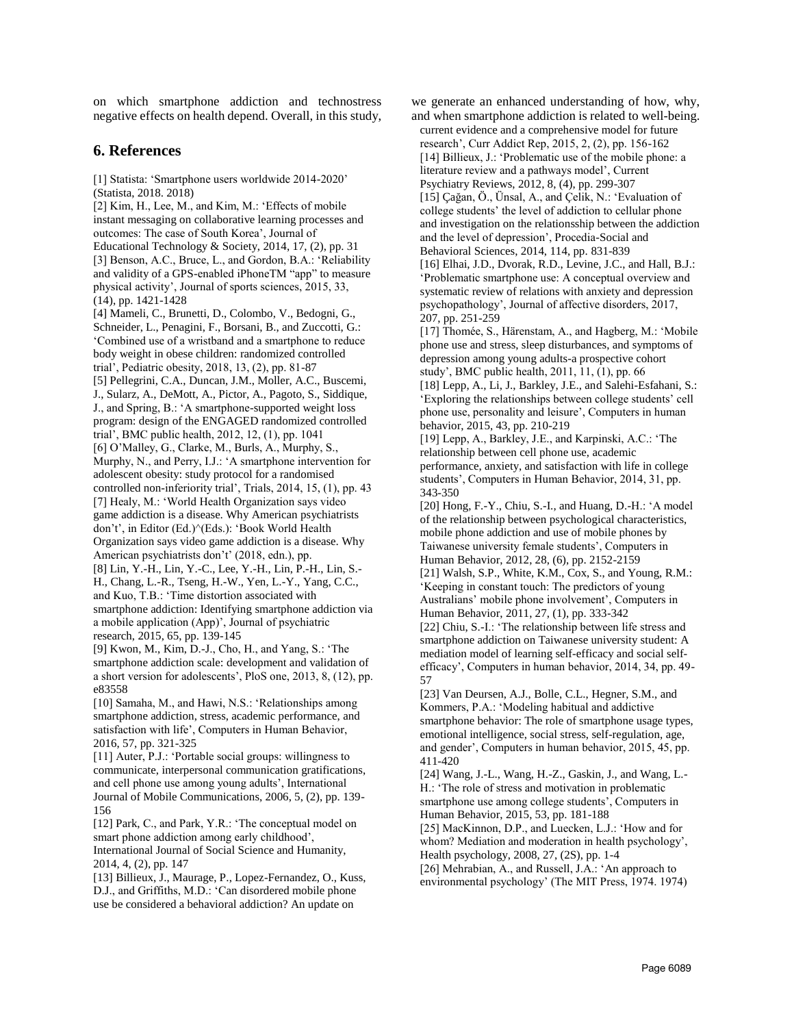on which smartphone addiction and technostress negative effects on health depend. Overall, in this study, we generate an enhanced understanding of how, why, and when smartphone addiction is related to well-being.

## 6. References

[1] Statista: 'Smartphone users worldwide 2014-2020' (Statista, 2018. 2018)

[2] Kim, H., Lee, M., and Kim, M.: 'Effects of mobile instant messaging on collaborative learning processes and outcomes: The case of South Korea', Journal of Educational Technology & Society, 2014, 17, (2), pp. 31

[3] Benson, A.C., Bruce, L., and Gordon, B.A.: 'Reliability and validity of a GPS-enabled iPhoneTM "app" to measure physical activity', Journal of sports sciences, 2015, 33, (14), pp. 1421-1428

[4] Mameli, C., Brunetti, D., Colombo, V., Bedogni, G., Schneider, L., Penagini, F., Borsani, B., and Zuccotti, G.: 'Combined use of a wristband and a smartphone to reduce body weight in obese children: randomized controlled trial', Pediatric obesity, 2018, 13, (2), pp. 81-87

[5] Pellegrini, C.A., Duncan, J.M., Moller, A.C., Buscemi, J., Sularz, A., DeMott, A., Pictor, A., Pagoto, S., Siddique, J., and Spring, B.: 'A smartphone-supported weight loss program: design of the ENGAGED randomized controlled trial', BMC public health, 2012, 12, (1), pp. 1041

[6] O'Malley, G., Clarke, M., Burls, A., Murphy, S., Murphy, N., and Perry, I.J.: 'A smartphone intervention for adolescent obesity: study protocol for a randomised controlled non-inferiority trial', Trials, 2014, 15, (1), pp. 43

[7] Healy, M.: 'World Health Organization says video game addiction is a disease. Why American psychiatrists don't', in Editor (Ed.)^(Eds.): 'Book World Health Organization says video game addiction is a disease. Why American psychiatrists don't' (2018, edn.), pp.

[8] Lin, Y.-H., Lin, Y.-C., Lee, Y.-H., Lin, P.-H., Lin, S.-H., Chang, L.-R., Tseng, H.-W., Yen, L.-Y., Yang, C.C., and Kuo, T.B.: 'Time distortion associated with smartphone addiction: Identifying smartphone addiction via a mobile application (App)', Journal of psychiatric research, 2015, 65, pp. 139-145

[9] Kwon, M., Kim, D.-J., Cho, H., and Yang, S.: 'The smartphone addiction scale: development and validation of a short version for adolescents', PloS one, 2013, 8, (12), pp. e83558

[10] Samaha, M., and Hawi, N.S.: 'Relationships among smartphone addiction, stress, academic performance, and satisfaction with life', Computers in Human Behavior, 2016, 57, pp. 321-325

[11] Auter, P.J.: 'Portable social groups: willingness to communicate, interpersonal communication gratifications, and cell phone use among young adults', International Journal of Mobile Communications, 2006, 5, (2), pp. 139-156

[12] Park, C., and Park, Y.R.: 'The conceptual model on smart phone addiction among early childhood', International Journal of Social Science and Humanity, 2014, 4, (2), pp. 147

[13] Billieux, J., Maurage, P., Lopez-Fernandez, O., Kuss, D.J., and Griffiths, M.D.: 'Can disordered mobile phone use be considered a behavioral addiction? An update on current evidence and a comprehensive model for future research', Curr Addict Rep, 2015, 2, (2), pp. 156-162

[14] Billieux, J.: 'Problematic use of the mobile phone: a literature review and a pathways model', Current Psychiatry Reviews, 2012, 8, (4), pp. 299-307

[15] Çağan, Ö., Ünsal, A., and Çelik, N.: 'Evaluation of college students' the level of addiction to cellular phone and investigation on the relationsship between the addiction and the level of depression', Procedia-Social and Behavioral Sciences, 2014, 114, pp. 831-839

[16] Elhai, J.D., Dvorak, R.D., Levine, J.C., and Hall, B.J.: 'Problematic smartphone use: A conceptual overview and systematic review of relations with anxiety and depression psychopathology', Journal of affective disorders, 2017, 207, pp. 251-259

[17] Thomée, S., Härenstam, A., and Hagberg, M.: 'Mobile phone use and stress, sleep disturbances, and symptoms of depression among young adults-a prospective cohort study', BMC public health, 2011, 11, (1), pp. 66

[18] Lepp, A., Li, J., Barkley, J.E., and Salehi-Esfahani, S.: 'Exploring the relationships between college students' cell phone use, personality and leisure', Computers in human behavior, 2015, 43, pp. 210-219

[19] Lepp, A., Barkley, J.E., and Karpinski, A.C.: 'The relationship between cell phone use, academic performance, anxiety, and satisfaction with life in college students', Computers in Human Behavior, 2014, 31, pp. 343-350

[20] Hong, F.-Y., Chiu, S.-I., and Huang, D.-H.: 'A model of the relationship between psychological characteristics, mobile phone addiction and use of mobile phones by Taiwanese university female students', Computers in Human Behavior, 2012, 28, (6), pp. 2152-2159

[21] Walsh, S.P., White, K.M., Cox, S., and Young, R.M.: 'Keeping in constant touch: The predictors of young Australians' mobile phone involvement', Computers in Human Behavior, 2011, 27, (1), pp. 333-342

[22] Chiu, S.-I.: 'The relationship between life stress and smartphone addiction on Taiwanese university student: A mediation model of learning self-efficacy and social self-efficacy', Computers in human behavior, 2014, 34, pp. 49-57

[23] Van Deursen, A.J., Bolle, C.L., Hegner, S.M., and Kommers, P.A.: 'Modeling habitual and addictive smartphone behavior: The role of smartphone usage types, emotional intelligence, social stress, self-regulation, age, and gender', Computers in human behavior, 2015, 45, pp. 411-420

[24] Wang, J.-L., Wang, H.-Z., Gaskin, J., and Wang, L.-H.: 'The role of stress and motivation in problematic smartphone use among college students', Computers in Human Behavior, 2015, 53, pp. 181-188

[25] MacKinnon, D.P., and Luecken, L.J.: 'How and for whom? Mediation and moderation in health psychology', Health psychology, 2008, 27, (2S), pp. 1-4

[26] Mehrabian, A., and Russell, J.A.: 'An approach to environmental psychology' (The MIT Press, 1974. 1974)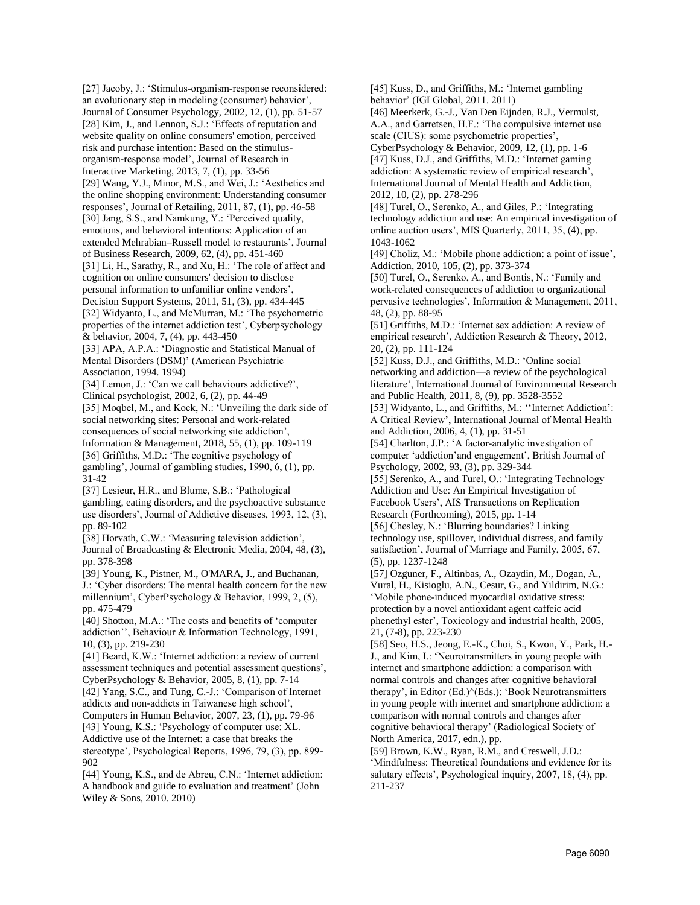[27] Jacoby, J.: 'Stimulus-organism-response reconsidered: an evolutionary step in modeling (consumer) behavior', Journal of Consumer Psychology, 2002, 12, (1), pp. 51-57

[28] Kim, J., and Lennon, S.J.: 'Effects of reputation and website quality on online consumers' emotion, perceived risk and purchase intention: Based on the stimulus-organism-response model', Journal of Research in Interactive Marketing, 2013, 7, (1), pp. 33-56

[29] Wang, Y.J., Minor, M.S., and Wei, J.: 'Aesthetics and the online shopping environment: Understanding consumer responses', Journal of Retailing, 2011, 87, (1), pp. 46-58

[30] Jang, S.S., and Namkung, Y.: 'Perceived quality, emotions, and behavioral intentions: Application of an extended Mehrabian–Russell model to restaurants', Journal of Business Research, 2009, 62, (4), pp. 451-460

[31] Li, H., Sarathy, R., and Xu, H.: 'The role of affect and cognition on online consumers' decision to disclose personal information to unfamiliar online vendors', Decision Support Systems, 2011, 51, (3), pp. 434-445

[32] Widyanto, L., and McMurran, M.: 'The psychometric properties of the internet addiction test', Cyberpsychology & behavior, 2004, 7, (4), pp. 443-450

[33] APA, A.P.A.: 'Diagnostic and Statistical Manual of Mental Disorders (DSM)' (American Psychiatric Association, 1994. 1994)

[34] Lemon, J.: 'Can we call behaviours addictive?', Clinical psychologist, 2002, 6, (2), pp. 44-49

[35] Moqbel, M., and Kock, N.: 'Unveiling the dark side of social networking sites: Personal and work-related consequences of social networking site addiction', Information & Management, 2018, 55, (1), pp. 109-119

[36] Griffiths, M.D.: 'The cognitive psychology of gambling', Journal of gambling studies, 1990, 6, (1), pp. 31-42

[37] Lesieur, H.R., and Blume, S.B.: 'Pathological gambling, eating disorders, and the psychoactive substance use disorders', Journal of Addictive diseases, 1993, 12, (3), pp. 89-102

[38] Horvath, C.W.: 'Measuring television addiction', Journal of Broadcasting & Electronic Media, 2004, 48, (3), pp. 378-398

[39] Young, K., Pistner, M., O'MARA, J., and Buchanan, J.: 'Cyber disorders: The mental health concern for the new millennium', CyberPsychology & Behavior, 1999, 2, (5), pp. 475-479

[40] Shotton, M.A.: 'The costs and benefits of 'computer addiction'', Behaviour & Information Technology, 1991, 10, (3), pp. 219-230

[41] Beard, K.W.: 'Internet addiction: a review of current assessment techniques and potential assessment questions', CyberPsychology & Behavior, 2005, 8, (1), pp. 7-14

[42] Yang, S.C., and Tung, C.-J.: 'Comparison of Internet addicts and non-addicts in Taiwanese high school', Computers in Human Behavior, 2007, 23, (1), pp. 79-96

[43] Young, K.S.: 'Psychology of computer use: XL. Addictive use of the Internet: a case that breaks the stereotype', Psychological Reports, 1996, 79, (3), pp. 899-902

[44] Young, K.S., and de Abreu, C.N.: 'Internet addiction: A handbook and guide to evaluation and treatment' (John Wiley & Sons, 2010. 2010)

[45] Kuss, D., and Griffiths, M.: 'Internet gambling behavior' (IGI Global, 2011. 2011)

[46] Meerkerk, G.-J., Van Den Eijnden, R.J., Vermulst, A.A., and Garretsen, H.F.: 'The compulsive internet use scale (CIUS): some psychometric properties', CyberPsychology & Behavior, 2009, 12, (1), pp. 1-6

[47] Kuss, D.J., and Griffiths, M.D.: 'Internet gaming addiction: A systematic review of empirical research', International Journal of Mental Health and Addiction, 2012, 10, (2), pp. 278-296

[48] Turel, O., Serenko, A., and Giles, P.: 'Integrating technology addiction and use: An empirical investigation of online auction users', MIS Quarterly, 2011, 35, (4), pp. 1043-1062

[49] Choliz, M.: 'Mobile phone addiction: a point of issue', Addiction, 2010, 105, (2), pp. 373-374

[50] Turel, O., Serenko, A., and Bontis, N.: 'Family and work-related consequences of addiction to organizational pervasive technologies', Information & Management, 2011, 48, (2), pp. 88-95

[51] Griffiths, M.D.: 'Internet sex addiction: A review of empirical research', Addiction Research & Theory, 2012, 20, (2), pp. 111-124

[52] Kuss, D.J., and Griffiths, M.D.: 'Online social networking and addiction—a review of the psychological literature', International Journal of Environmental Research and Public Health, 2011, 8, (9), pp. 3528-3552

[53] Widyanto, L., and Griffiths, M.: ''Internet Addiction': A Critical Review', International Journal of Mental Health and Addiction, 2006, 4, (1), pp. 31-51

[54] Charlton, J.P.: 'A factor-analytic investigation of computer 'addiction'and engagement', British Journal of Psychology, 2002, 93, (3), pp. 329-344

[55] Serenko, A., and Turel, O.: 'Integrating Technology Addiction and Use: An Empirical Investigation of Facebook Users', AIS Transactions on Replication Research (Forthcoming), 2015, pp. 1-14

[56] Chesley, N.: 'Blurring boundaries? Linking technology use, spillover, individual distress, and family satisfaction', Journal of Marriage and Family, 2005, 67, (5), pp. 1237-1248

[57] Ozguner, F., Altinbas, A., Ozaydin, M., Dogan, A., Vural, H., Kisioglu, A.N., Cesur, G., and Yildirim, N.G.: 'Mobile phone-induced myocardial oxidative stress: protection by a novel antioxidant agent caffeic acid phenethyl ester', Toxicology and industrial health, 2005, 21, (7-8), pp. 223-230

[58] Seo, H.S., Jeong, E.-K., Choi, S., Kwon, Y., Park, H.-J., and Kim, I.: 'Neurotransmitters in young people with internet and smartphone addiction: a comparison with normal controls and changes after cognitive behavioral therapy', in Editor (Ed.)^(Eds.): 'Book Neurotransmitters in young people with internet and smartphone addiction: a comparison with normal controls and changes after cognitive behavioral therapy' (Radiological Society of North America, 2017, edn.), pp.

[59] Brown, K.W., Ryan, R.M., and Creswell, J.D.: 'Mindfulness: Theoretical foundations and evidence for its salutary effects', Psychological inquiry, 2007, 18, (4), pp. 211-237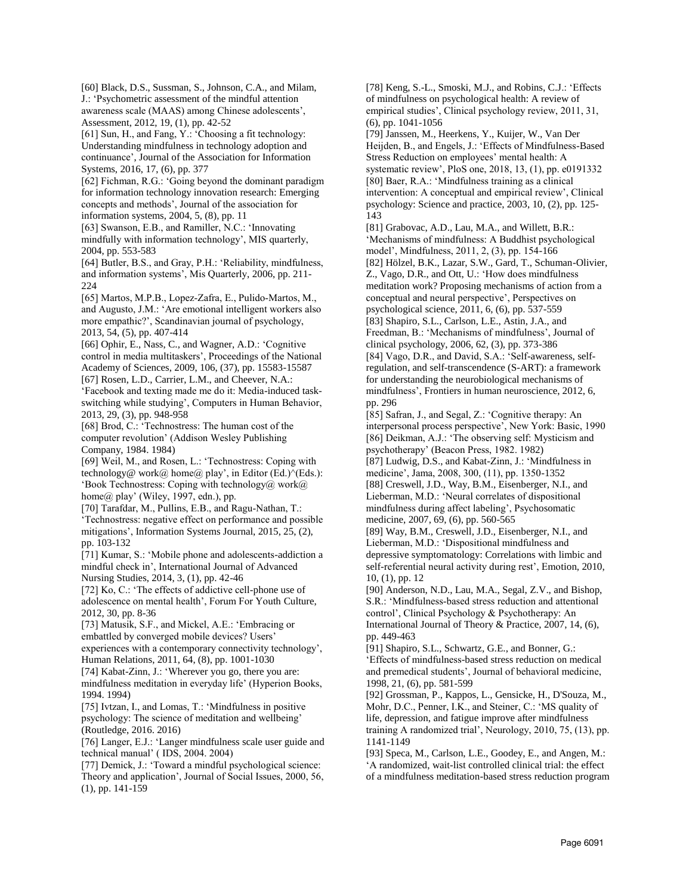[60] Black, D.S., Sussman, S., Johnson, C.A., and Milam, J.: 'Psychometric assessment of the mindful attention awareness scale (MAAS) among Chinese adolescents', Assessment, 2012, 19, (1), pp. 42-52

[61] Sun, H., and Fang, Y.: 'Choosing a fit technology: Understanding mindfulness in technology adoption and continuance', Journal of the Association for Information Systems, 2016, 17, (6), pp. 377

[62] Fichman, R.G.: 'Going beyond the dominant paradigm for information technology innovation research: Emerging concepts and methods', Journal of the association for information systems, 2004, 5, (8), pp. 11

[63] Swanson, E.B., and Ramiller, N.C.: 'Innovating mindfully with information technology', MIS quarterly, 2004, pp. 553-583

[64] Butler, B.S., and Gray, P.H.: 'Reliability, mindfulness, and information systems', Mis Quarterly, 2006, pp. 211-224

[65] Martos, M.P.B., Lopez-Zafra, E., Pulido-Martos, M., and Augusto, J.M.: 'Are emotional intelligent workers also more empathic?', Scandinavian journal of psychology, 2013, 54, (5), pp. 407-414

[66] Ophir, E., Nass, C., and Wagner, A.D.: 'Cognitive control in media multitaskers', Proceedings of the National Academy of Sciences, 2009, 106, (37), pp. 15583-15587

[67] Rosen, L.D., Carrier, L.M., and Cheever, N.A.: 'Facebook and texting made me do it: Media-induced task-switching while studying', Computers in Human Behavior, 2013, 29, (3), pp. 948-958

[68] Brod, C.: 'Technostress: The human cost of the computer revolution' (Addison Wesley Publishing Company, 1984. 1984)

[69] Weil, M., and Rosen, L.: 'Technostress: Coping with technology@ work@ home@ play', in Editor (Ed.)^(Eds.): 'Book Technostress: Coping with technology@ work@ home@ play' (Wiley, 1997, edn.), pp.

[70] Tarafdar, M., Pullins, E.B., and Ragu-Nathan, T.: 'Technostress: negative effect on performance and possible mitigations', Information Systems Journal, 2015, 25, (2), pp. 103-132

[71] Kumar, S.: 'Mobile phone and adolescents-addiction a mindful check in', International Journal of Advanced Nursing Studies, 2014, 3, (1), pp. 42-46

[72] Ko, C.: 'The effects of addictive cell-phone use of adolescence on mental health', Forum For Youth Culture, 2012, 30, pp. 8-36

[73] Matusik, S.F., and Mickel, A.E.: 'Embracing or embattled by converged mobile devices? Users' experiences with a contemporary connectivity technology', Human Relations, 2011, 64, (8), pp. 1001-1030

[74] Kabat-Zinn, J.: 'Wherever you go, there you are: mindfulness meditation in everyday life' (Hyperion Books, 1994. 1994)

[75] Ivtzan, I., and Lomas, T.: 'Mindfulness in positive psychology: The science of meditation and wellbeing' (Routledge, 2016. 2016)

[76] Langer, E.J.: 'Langer mindfulness scale user guide and technical manual' ( IDS, 2004. 2004)

[77] Demick, J.: 'Toward a mindful psychological science: Theory and application', Journal of Social Issues, 2000, 56, (1), pp. 141-159

[78] Keng, S.-L., Smoski, M.J., and Robins, C.J.: 'Effects of mindfulness on psychological health: A review of empirical studies', Clinical psychology review, 2011, 31, (6), pp. 1041-1056

[79] Janssen, M., Heerkens, Y., Kuijer, W., Van Der Heijden, B., and Engels, J.: 'Effects of Mindfulness-Based Stress Reduction on employees' mental health: A systematic review', PloS one, 2018, 13, (1), pp. e0191332

[80] Baer, R.A.: 'Mindfulness training as a clinical intervention: A conceptual and empirical review', Clinical psychology: Science and practice, 2003, 10, (2), pp. 125-143

[81] Grabovac, A.D., Lau, M.A., and Willett, B.R.: 'Mechanisms of mindfulness: A Buddhist psychological model', Mindfulness, 2011, 2, (3), pp. 154-166

[82] Hölzel, B.K., Lazar, S.W., Gard, T., Schuman-Olivier, Z., Vago, D.R., and Ott, U.: 'How does mindfulness meditation work? Proposing mechanisms of action from a conceptual and neural perspective', Perspectives on psychological science, 2011, 6, (6), pp. 537-559

[83] Shapiro, S.L., Carlson, L.E., Astin, J.A., and Freedman, B.: 'Mechanisms of mindfulness', Journal of clinical psychology, 2006, 62, (3), pp. 373-386

[84] Vago, D.R., and David, S.A.: 'Self-awareness, self-regulation, and self-transcendence (S-ART): a framework for understanding the neurobiological mechanisms of mindfulness', Frontiers in human neuroscience, 2012, 6, pp. 296

[85] Safran, J., and Segal, Z.: 'Cognitive therapy: An interpersonal process perspective', New York: Basic, 1990

[86] Deikman, A.J.: 'The observing self: Mysticism and psychotherapy' (Beacon Press, 1982. 1982)

[87] Ludwig, D.S., and Kabat-Zinn, J.: 'Mindfulness in medicine', Jama, 2008, 300, (11), pp. 1350-1352

[88] Creswell, J.D., Way, B.M., Eisenberger, N.I., and Lieberman, M.D.: 'Neural correlates of dispositional mindfulness during affect labeling', Psychosomatic medicine, 2007, 69, (6), pp. 560-565

[89] Way, B.M., Creswell, J.D., Eisenberger, N.I., and Lieberman, M.D.: 'Dispositional mindfulness and depressive symptomatology: Correlations with limbic and self-referential neural activity during rest', Emotion, 2010, 10, (1), pp. 12

[90] Anderson, N.D., Lau, M.A., Segal, Z.V., and Bishop, S.R.: 'Mindfulness-based stress reduction and attentional control', Clinical Psychology & Psychotherapy: An International Journal of Theory & Practice, 2007, 14, (6), pp. 449-463

[91] Shapiro, S.L., Schwartz, G.E., and Bonner, G.: 'Effects of mindfulness-based stress reduction on medical and premedical students', Journal of behavioral medicine, 1998, 21, (6), pp. 581-599

[92] Grossman, P., Kappos, L., Gensicke, H., D'Souza, M., Mohr, D.C., Penner, I.K., and Steiner, C.: 'MS quality of life, depression, and fatigue improve after mindfulness training A randomized trial', Neurology, 2010, 75, (13), pp. 1141-1149

[93] Speca, M., Carlson, L.E., Goodey, E., and Angen, M.: 'A randomized, wait-list controlled clinical trial: the effect of a mindfulness meditation-based stress reduction program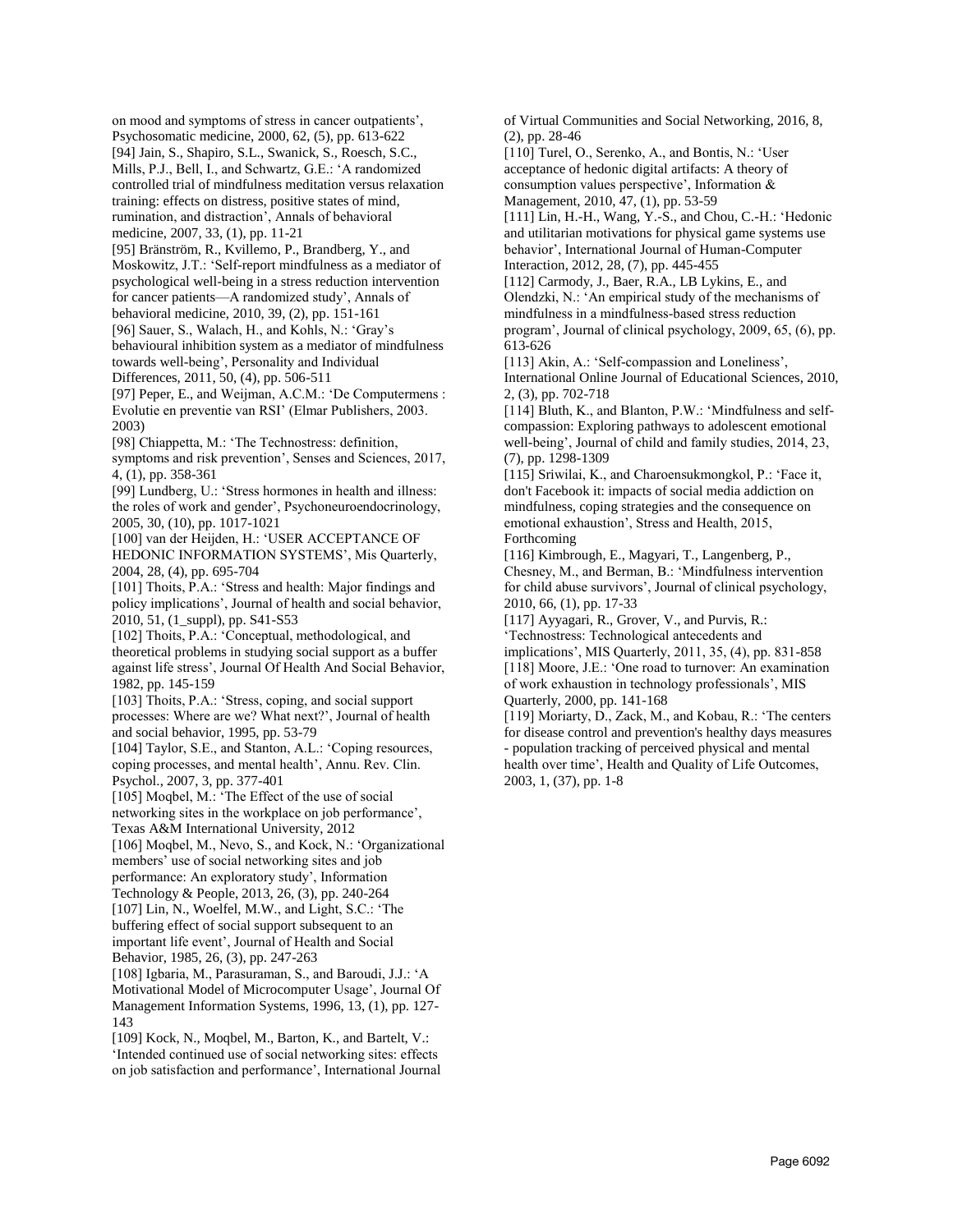on mood and symptoms of stress in cancer outpatients', Psychosomatic medicine, 2000, 62, (5), pp. 613-622

[94] Jain, S., Shapiro, S.L., Swanick, S., Roesch, S.C., Mills, P.J., Bell, I., and Schwartz, G.E.: 'A randomized controlled trial of mindfulness meditation versus relaxation training: effects on distress, positive states of mind, rumination, and distraction', Annals of behavioral medicine, 2007, 33, (1), pp. 11-21

[95] Bränström, R., Kvillemo, P., Brandberg, Y., and Moskowitz, J.T.: 'Self-report mindfulness as a mediator of psychological well-being in a stress reduction intervention for cancer patients—A randomized study', Annals of behavioral medicine, 2010, 39, (2), pp. 151-161

[96] Sauer, S., Walach, H., and Kohls, N.: 'Gray's behavioural inhibition system as a mediator of mindfulness towards well-being', Personality and Individual Differences, 2011, 50, (4), pp. 506-511

[97] Peper, E., and Weijman, A.C.M.: 'De Computermens : Evolutie en preventie van RSI' (Elmar Publishers, 2003. 2003)

[98] Chiappetta, M.: 'The Technostress: definition, symptoms and risk prevention', Senses and Sciences, 2017, 4, (1), pp. 358-361

[99] Lundberg, U.: 'Stress hormones in health and illness: the roles of work and gender', Psychoneuroendocrinology, 2005, 30, (10), pp. 1017-1021

[100] van der Heijden, H.: 'USER ACCEPTANCE OF HEDONIC INFORMATION SYSTEMS', Mis Quarterly, 2004, 28, (4), pp. 695-704

[101] Thoits, P.A.: 'Stress and health: Major findings and policy implications', Journal of health and social behavior, 2010, 51, (1_suppl), pp. S41-S53

[102] Thoits, P.A.: 'Conceptual, methodological, and theoretical problems in studying social support as a buffer against life stress', Journal Of Health And Social Behavior, 1982, pp. 145-159

[103] Thoits, P.A.: 'Stress, coping, and social support processes: Where are we? What next?', Journal of health and social behavior, 1995, pp. 53-79

[104] Taylor, S.E., and Stanton, A.L.: 'Coping resources, coping processes, and mental health', Annu. Rev. Clin. Psychol., 2007, 3, pp. 377-401

[105] Moqbel, M.: 'The Effect of the use of social networking sites in the workplace on job performance', Texas A&M International University, 2012

[106] Moqbel, M., Nevo, S., and Kock, N.: 'Organizational members' use of social networking sites and job performance: An exploratory study', Information Technology & People, 2013, 26, (3), pp. 240-264

[107] Lin, N., Woelfel, M.W., and Light, S.C.: 'The buffering effect of social support subsequent to an important life event', Journal of Health and Social Behavior, 1985, 26, (3), pp. 247-263

[108] Igbaria, M., Parasuraman, S., and Baroudi, J.J.: 'A Motivational Model of Microcomputer Usage', Journal Of Management Information Systems, 1996, 13, (1), pp. 127-143

[109] Kock, N., Moqbel, M., Barton, K., and Bartelt, V.: 'Intended continued use of social networking sites: effects on job satisfaction and performance', International Journal of Virtual Communities and Social Networking, 2016, 8, (2), pp. 28-46

[110] Turel, O., Serenko, A., and Bontis, N.: 'User acceptance of hedonic digital artifacts: A theory of consumption values perspective', Information & Management, 2010, 47, (1), pp. 53-59

[111] Lin, H.-H., Wang, Y.-S., and Chou, C.-H.: 'Hedonic and utilitarian motivations for physical game systems use behavior', International Journal of Human-Computer Interaction, 2012, 28, (7), pp. 445-455

[112] Carmody, J., Baer, R.A., LB Lykins, E., and Olendzki, N.: 'An empirical study of the mechanisms of mindfulness in a mindfulness-based stress reduction program', Journal of clinical psychology, 2009, 65, (6), pp. 613-626

[113] Akin, A.: 'Self-compassion and Loneliness', International Online Journal of Educational Sciences, 2010, 2, (3), pp. 702-718

[114] Bluth, K., and Blanton, P.W.: 'Mindfulness and self-compassion: Exploring pathways to adolescent emotional well-being', Journal of child and family studies, 2014, 23, (7), pp. 1298-1309

[115] Sriwilai, K., and Charoensukmongkol, P.: 'Face it, don't Facebook it: impacts of social media addiction on mindfulness, coping strategies and the consequence on emotional exhaustion', Stress and Health, 2015, Forthcoming

[116] Kimbrough, E., Magyari, T., Langenberg, P., Chesney, M., and Berman, B.: 'Mindfulness intervention for child abuse survivors', Journal of clinical psychology, 2010, 66, (1), pp. 17-33

[117] Ayyagari, R., Grover, V., and Purvis, R.: 'Technostress: Technological antecedents and implications', MIS Quarterly, 2011, 35, (4), pp. 831-858

[118] Moore, J.E.: 'One road to turnover: An examination of work exhaustion in technology professionals', MIS Quarterly, 2000, pp. 141-168

[119] Moriarty, D., Zack, M., and Kobau, R.: 'The centers for disease control and prevention's healthy days measures - population tracking of perceived physical and mental health over time', Health and Quality of Life Outcomes, 2003, 1, (37), pp. 1-8